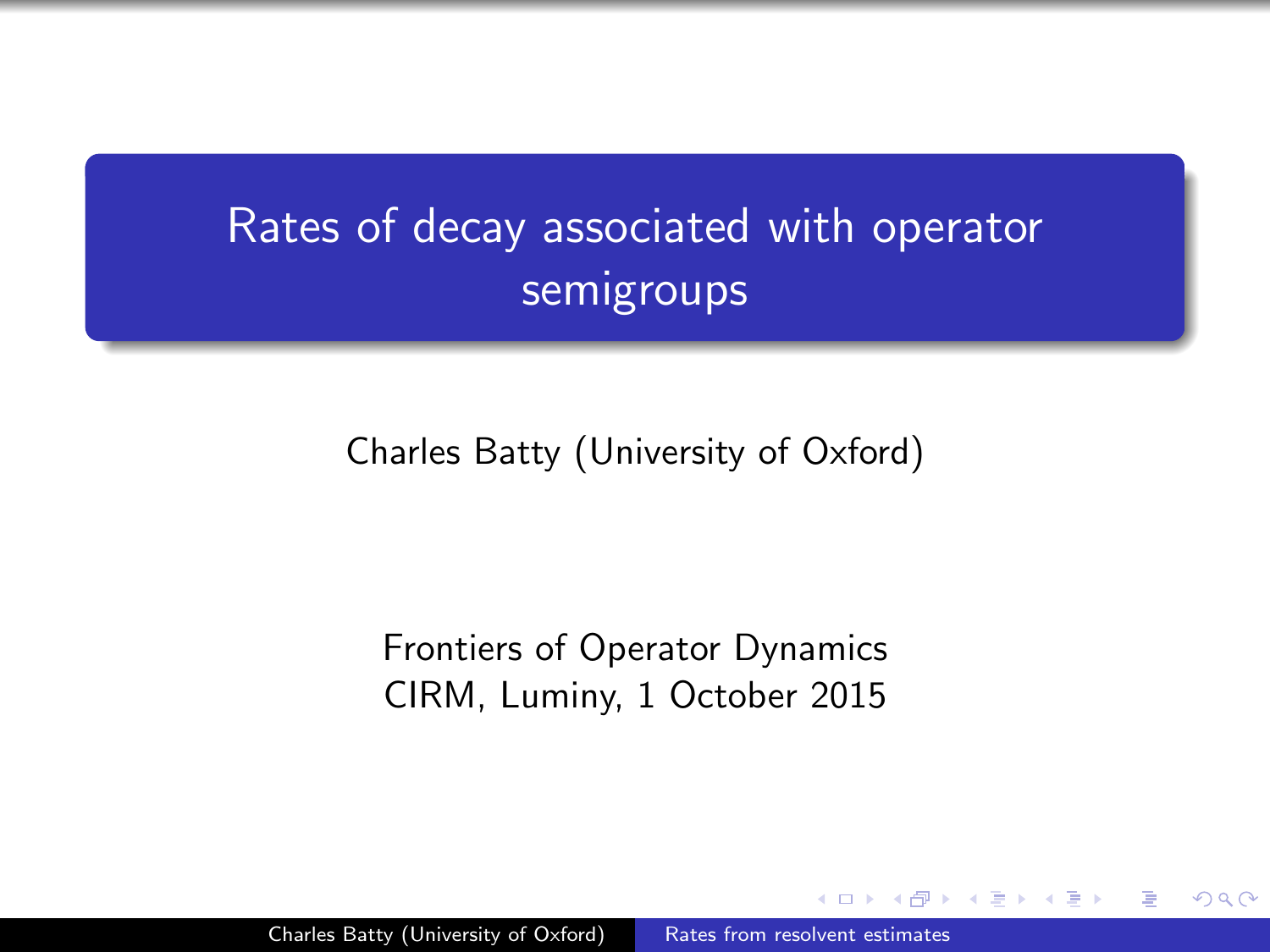# Rates of decay associated with operator semigroups

Charles Batty (University of Oxford)

Frontiers of Operator Dynamics
CIRM, Luminy, 1 October 2015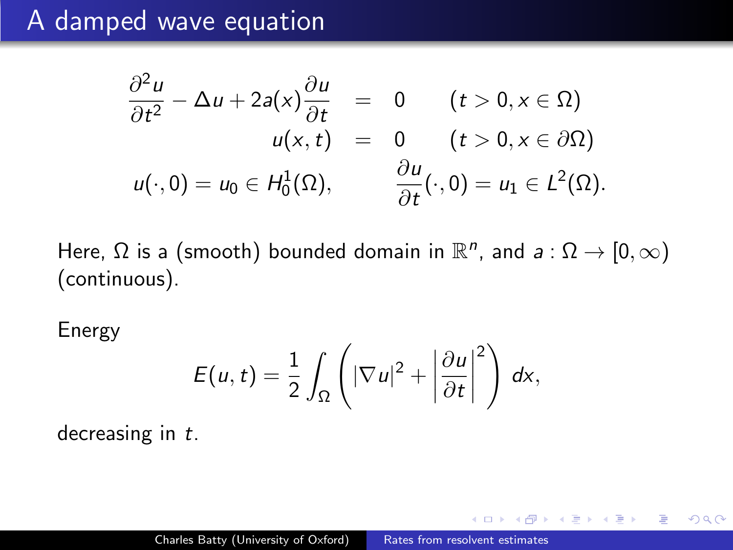# A damped wave equation

$$
\begin{aligned}
\frac{\partial^2 u}{\partial t^2} - \Delta u + 2a(x)\frac{\partial u}{\partial t} &= 0 \qquad (t > 0, x \in \Omega) \\
u(x,t) &= 0 \qquad (t > 0, x \in \partial\Omega) \\
u(\cdot, 0) = u_0 \in H_0^1(\Omega), \qquad & \frac{\partial u}{\partial t}(\cdot, 0) = u_1 \in L^2(\Omega).
\end{aligned}
$$

Here, $\Omega$ is a (smooth) bounded domain in $\mathbb{R}^n$, and $a : \Omega \to [0, \infty)$ (continuous).

Energy

$$
E(u,t) = \frac{1}{2} \int_\Omega \left( |\nabla u|^2 + \left| \frac{\partial u}{\partial t} \right|^2 \right) dx,
$$

decreasing in $t$.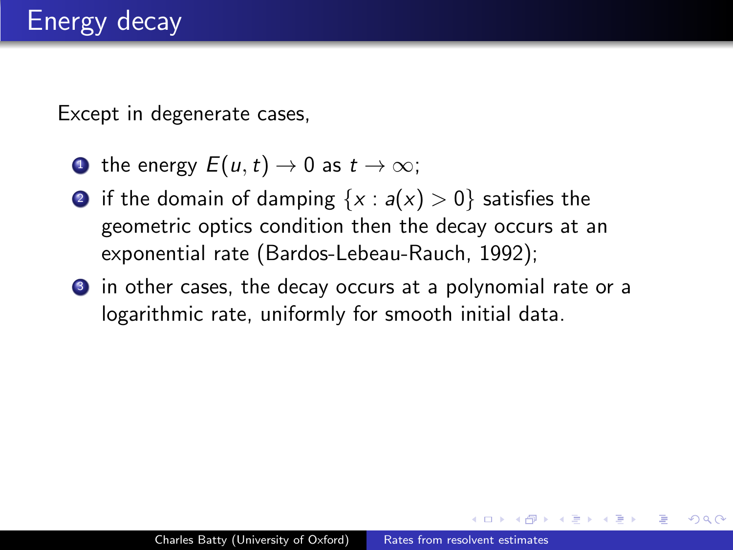# Energy decay

Except in degenerate cases,

1. the energy $E(u, t) \to 0$ as $t \to \infty$;
2. if the domain of damping $\{x : a(x) > 0\}$ satisfies the geometric optics condition then the decay occurs at an exponential rate (Bardos-Lebeau-Rauch, 1992);
3. in other cases, the decay occurs at a polynomial rate or a logarithmic rate, uniformly for smooth initial data.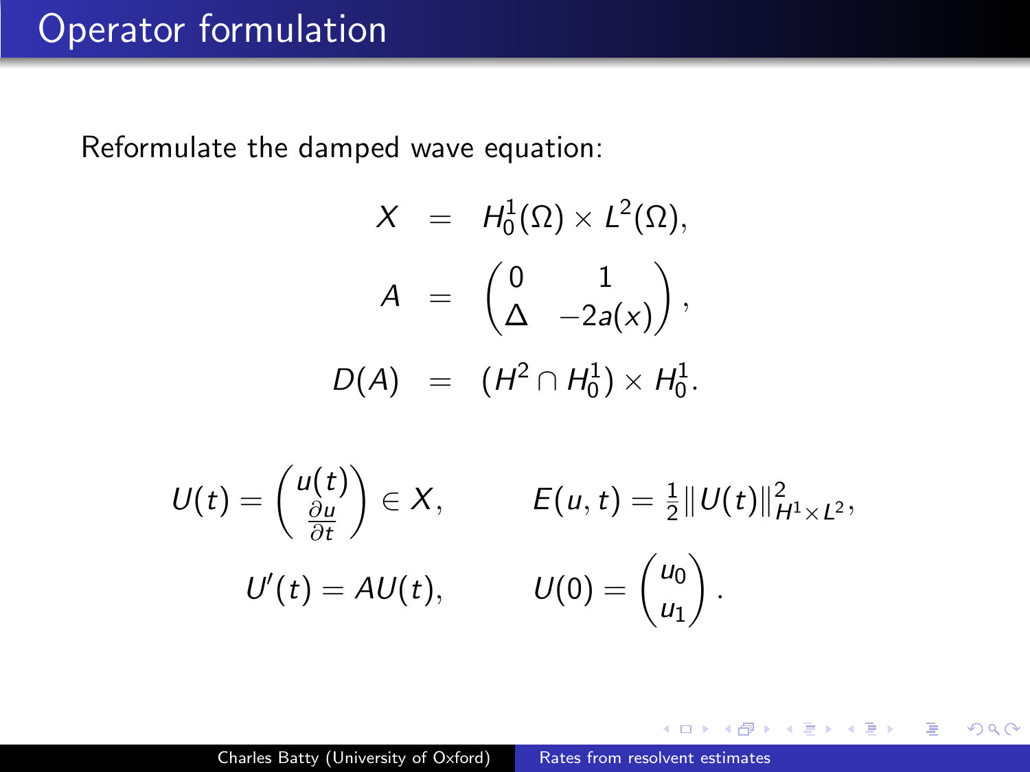# Operator formulation

Reformulate the damped wave equation:

$$
\begin{aligned}
X &= H_0^1(\Omega) \times L^2(\Omega), \\
A &= \begin{pmatrix} 0 & 1 \\ \Delta & -2a(x) \end{pmatrix}, \\
D(A) &= (H^2 \cap H_0^1) \times H_0^1.
\end{aligned}
$$

$$
U(t) = \begin{pmatrix} u(t) \\ \frac{\partial u}{\partial t} \end{pmatrix} \in X, \qquad E(u,t) = \tfrac{1}{2} \| U(t) \|_{H^1 \times L^2}^2,
$$

$$
U'(t) = AU(t), \qquad U(0) = \begin{pmatrix} u_0 \\ u_1 \end{pmatrix}.
$$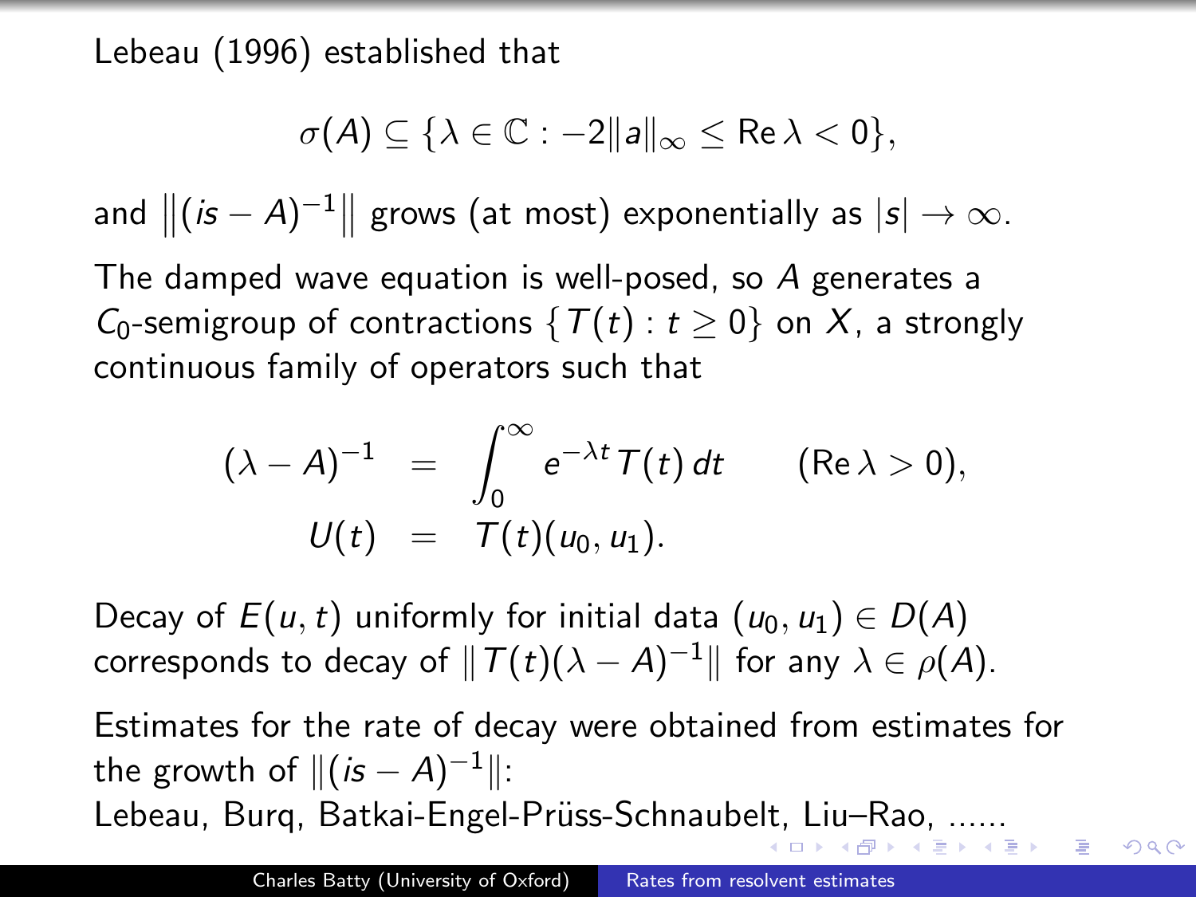Lebeau (1996) established that

$$\sigma(A) \subseteq \{\lambda \in \mathbb{C} : -2\|a\|_\infty \leq \operatorname{Re}\lambda < 0\},$$

and $\left\|(is - A)^{-1}\right\|$ grows (at most) exponentially as $|s| \to \infty$.

The damped wave equation is well-posed, so $A$ generates a $C_0$-semigroup of contractions $\{T(t) : t \geq 0\}$ on $X$, a strongly continuous family of operators such that

$$\begin{aligned}
(\lambda - A)^{-1} &= \int_0^\infty e^{-\lambda t} T(t)\, dt \qquad (\operatorname{Re}\lambda > 0), \\
U(t) &= T(t)(u_0, u_1).
\end{aligned}$$

Decay of $E(u,t)$ uniformly for initial data $(u_0, u_1) \in D(A)$ corresponds to decay of $\|T(t)(\lambda - A)^{-1}\|$ for any $\lambda \in \rho(A)$.

Estimates for the rate of decay were obtained from estimates for the growth of $\|(is - A)^{-1}\|$:
Lebeau, Burq, Batkai-Engel-Prüss-Schnaubelt, Liu–Rao, ......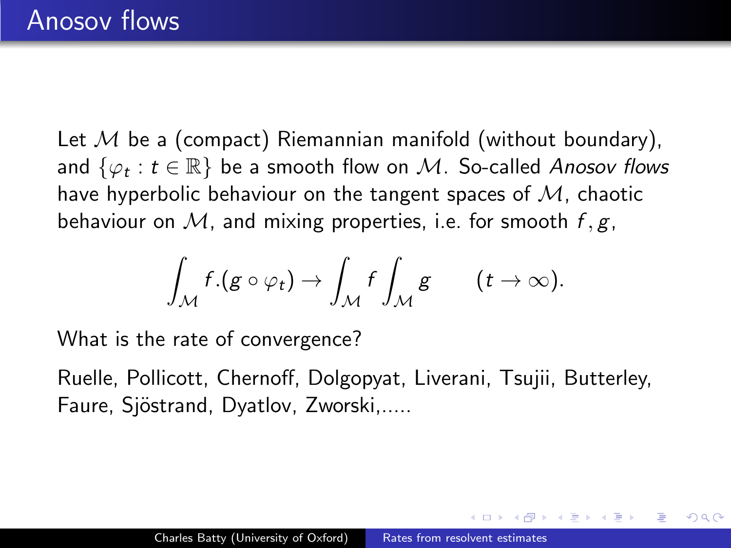# Anosov flows

Let $\mathcal{M}$ be a (compact) Riemannian manifold (without boundary), and $\{\varphi_t : t \in \mathbb{R}\}$ be a smooth flow on $\mathcal{M}$. So-called *Anosov flows* have hyperbolic behaviour on the tangent spaces of $\mathcal{M}$, chaotic behaviour on $\mathcal{M}$, and mixing properties, i.e. for smooth $f, g$,

$$\int_{\mathcal{M}} f.(g \circ \varphi_t) \to \int_{\mathcal{M}} f \int_{\mathcal{M}} g \qquad (t \to \infty).$$

What is the rate of convergence?

Ruelle, Pollicott, Chernoff, Dolgopyat, Liverani, Tsujii, Butterley, Faure, Sjöstrand, Dyatlov, Zworski,.....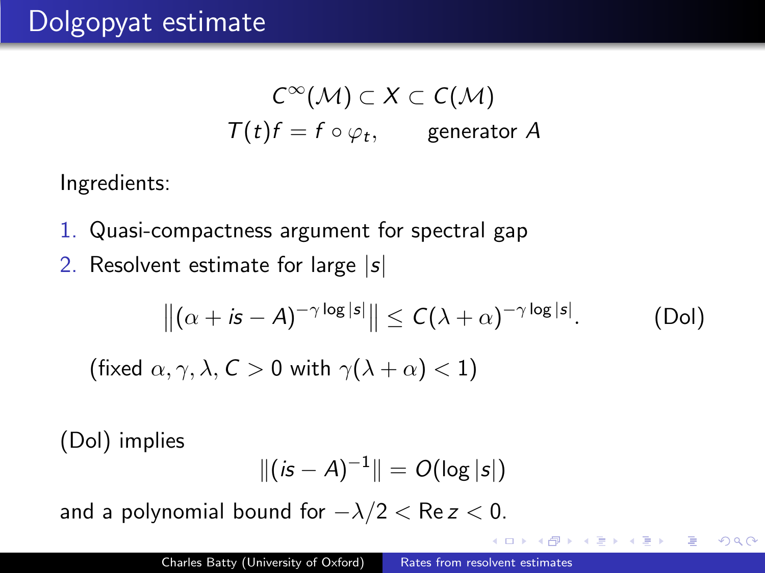# Dolgopyat estimate

$$C^\infty(\mathcal{M}) \subset X \subset C(\mathcal{M})$$

$$T(t)f = f \circ \varphi_t, \qquad \text{generator } A$$

Ingredients:

1. Quasi-compactness argument for spectral gap
2. Resolvent estimate for large $|s|$

$$\left\| (\alpha + is - A)^{-\gamma \log |s|} \right\| \leq C(\lambda + \alpha)^{-\gamma \log |s|}. \qquad \text{(Dol)}$$

(fixed $\alpha, \gamma, \lambda, C > 0$ with $\gamma(\lambda + \alpha) < 1$)

(Dol) implies

$$\|(is - A)^{-1}\| = O(\log |s|)$$

and a polynomial bound for $-\lambda/2 < \operatorname{Re} z < 0$.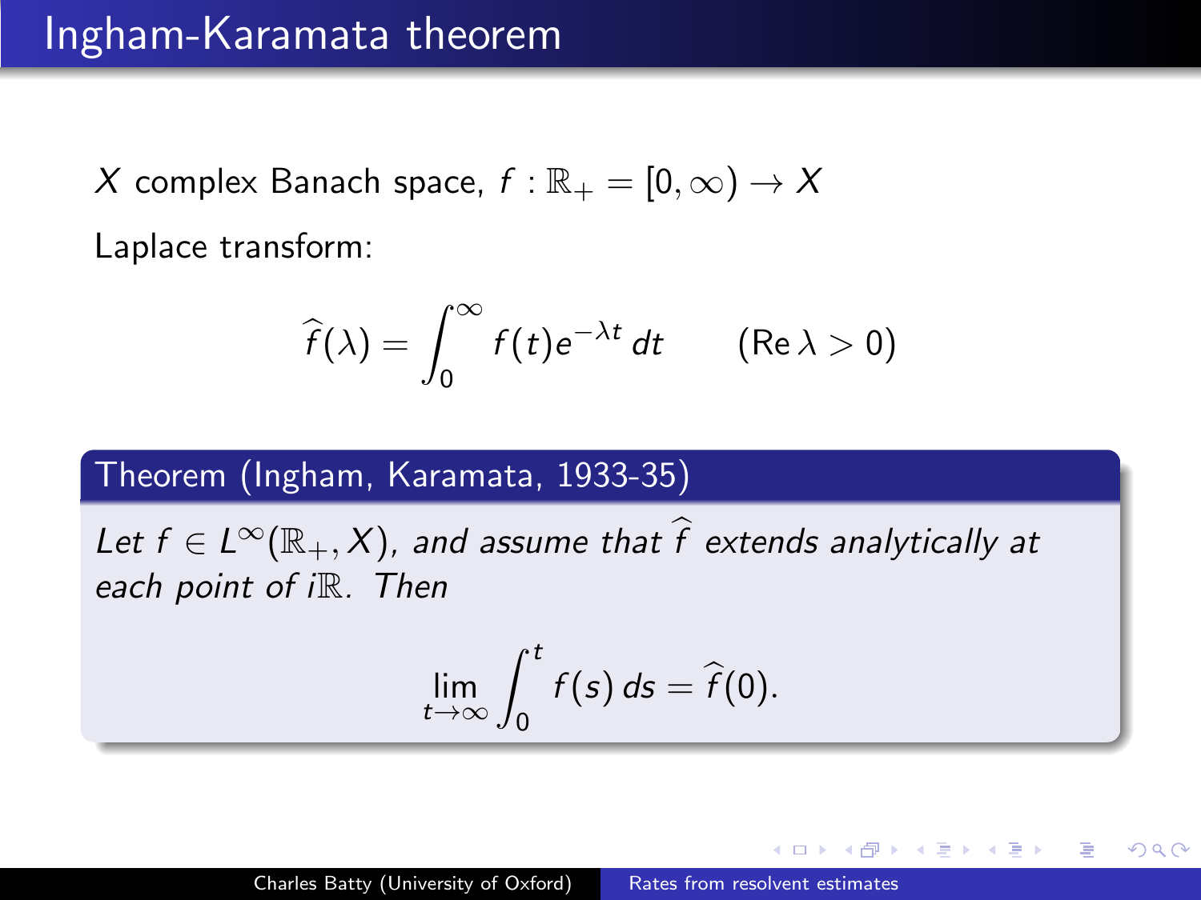# Ingham-Karamata theorem

$X$ complex Banach space, $f : \mathbb{R}_+ = [0, \infty) \to X$

Laplace transform:

$$\widehat{f}(\lambda) = \int_0^\infty f(t) e^{-\lambda t} \, dt \qquad (\operatorname{Re} \lambda > 0)$$

**Theorem (Ingham, Karamata, 1933-35)**

*Let $f \in L^\infty(\mathbb{R}_+, X)$, and assume that $\widehat{f}$ extends analytically at each point of $i\mathbb{R}$. Then*

$$\lim_{t \to \infty} \int_0^t f(s) \, ds = \widehat{f}(0).$$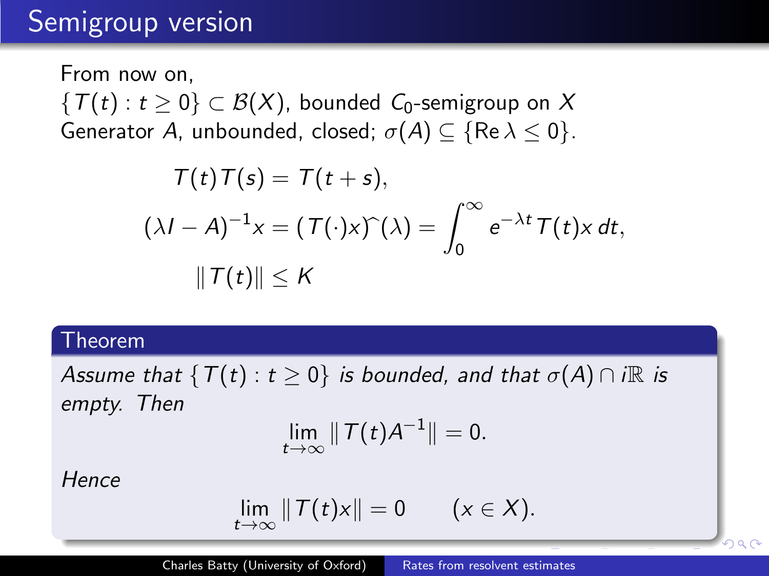# Semigroup version

From now on,
$\{T(t) : t \geq 0\} \subset \mathcal{B}(X)$, bounded $C_0$-semigroup on $X$
Generator $A$, unbounded, closed; $\sigma(A) \subseteq \{\operatorname{Re} \lambda \leq 0\}$.

$$T(t)T(s) = T(t+s),$$

$$(\lambda I - A)^{-1}x = (T(\cdot)x)\widehat{\ }(\lambda) = \int_0^\infty e^{-\lambda t} T(t)x \, dt,$$

$$\|T(t)\| \leq K$$

**Theorem**

*Assume that $\{T(t) : t \geq 0\}$ is bounded, and that $\sigma(A) \cap i\mathbb{R}$ is empty. Then*

$$\lim_{t \to \infty} \|T(t)A^{-1}\| = 0.$$

*Hence*

$$\lim_{t \to \infty} \|T(t)x\| = 0 \qquad (x \in X).$$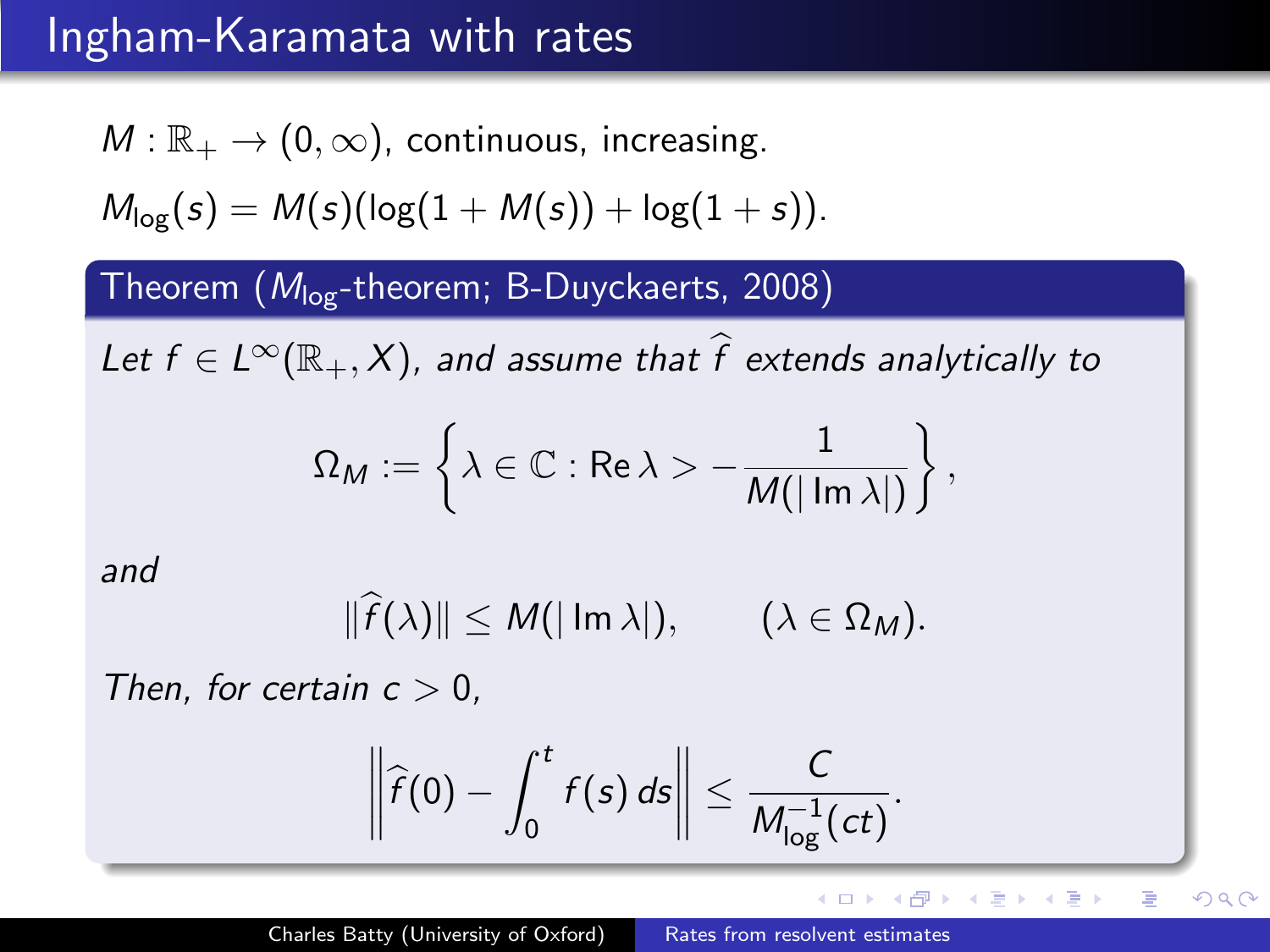# Ingham-Karamata with rates

$M : \mathbb{R}_+ \to (0, \infty)$, continuous, increasing.

$M_{\log}(s) = M(s)(\log(1 + M(s)) + \log(1 + s))$.

**Theorem ($M_{\log}$-theorem; B-Duyckaerts, 2008)**

*Let $f \in L^\infty(\mathbb{R}_+, X)$, and assume that $\widehat{f}$ extends analytically to*

$$\Omega_M := \left\{ \lambda \in \mathbb{C} : \operatorname{Re} \lambda > -\frac{1}{M(|\operatorname{Im} \lambda|)} \right\},$$

*and*

$$\|\widehat{f}(\lambda)\| \leq M(|\operatorname{Im} \lambda|), \qquad (\lambda \in \Omega_M).$$

*Then, for certain $c > 0$,*

$$\left\| \widehat{f}(0) - \int_0^t f(s)\, ds \right\| \leq \frac{C}{M_{\log}^{-1}(ct)}.$$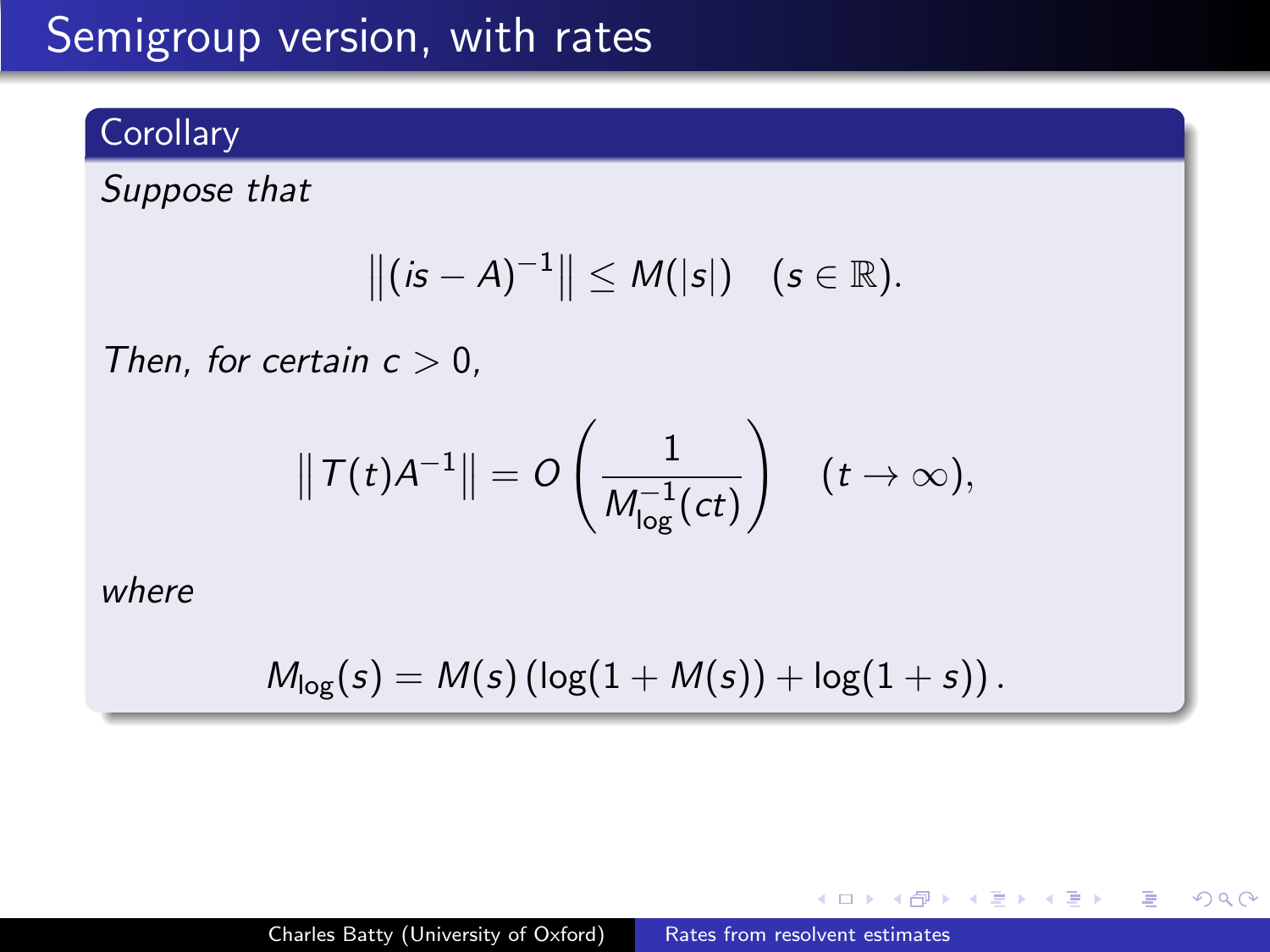# Semigroup version, with rates

**Corollary**

*Suppose that*

$$\left\|(is - A)^{-1}\right\| \leq M(|s|) \quad (s \in \mathbb{R}).$$

*Then, for certain $c > 0$,*

$$\left\|T(t)A^{-1}\right\| = O\left(\frac{1}{M_{\log}^{-1}(ct)}\right) \quad (t \to \infty),$$

*where*

$$M_{\log}(s) = M(s)\left(\log(1 + M(s)) + \log(1 + s)\right).$$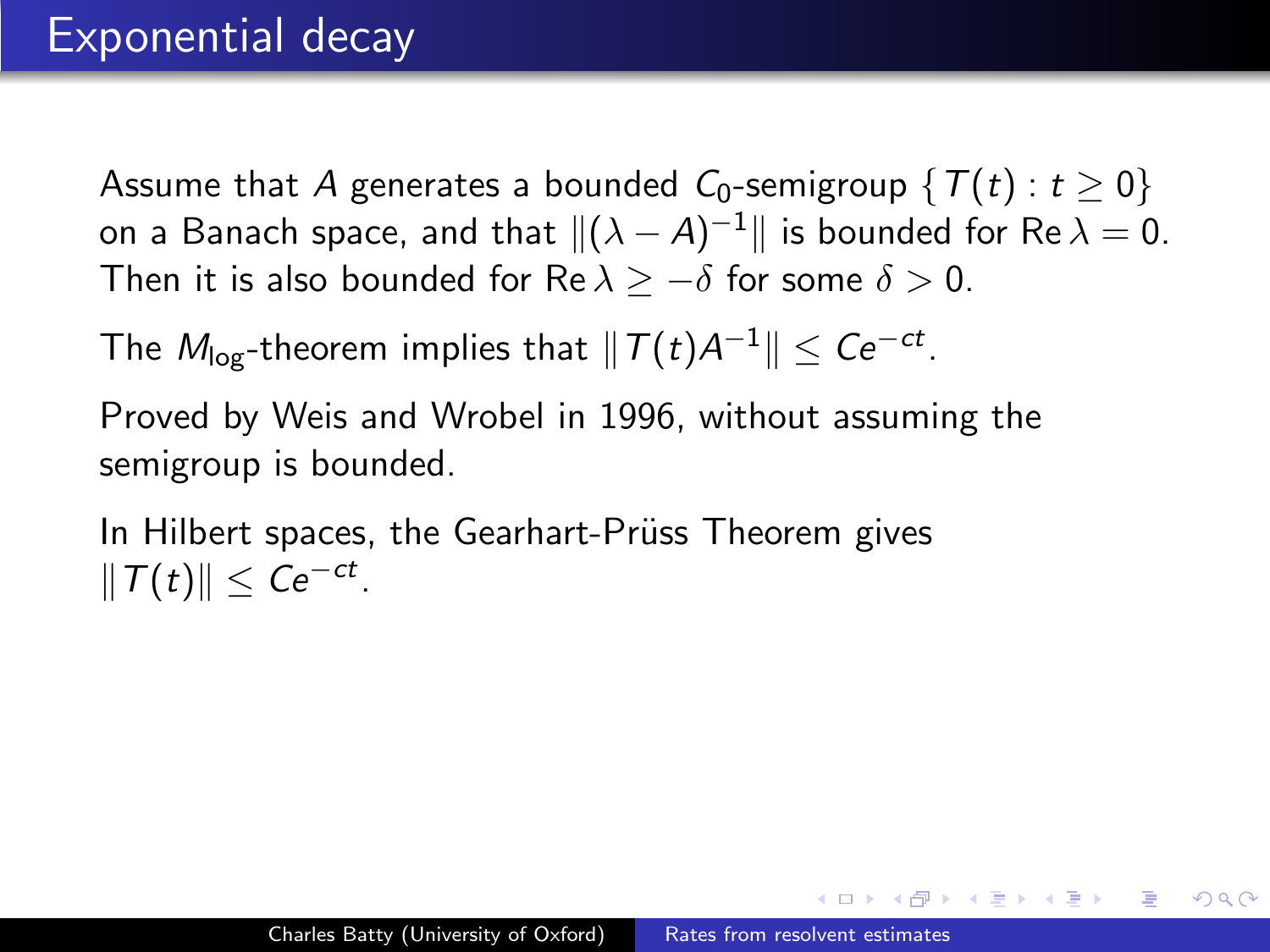# Exponential decay

Assume that $A$ generates a bounded $C_0$-semigroup $\{T(t) : t \geq 0\}$ on a Banach space, and that $\|(\lambda - A)^{-1}\|$ is bounded for $\operatorname{Re} \lambda = 0$. Then it is also bounded for $\operatorname{Re} \lambda \geq -\delta$ for some $\delta > 0$.

The $M_{\log}$-theorem implies that $\|T(t)A^{-1}\| \leq Ce^{-ct}$.

Proved by Weis and Wrobel in 1996, without assuming the semigroup is bounded.

In Hilbert spaces, the Gearhart-Prüss Theorem gives $\|T(t)\| \leq Ce^{-ct}$.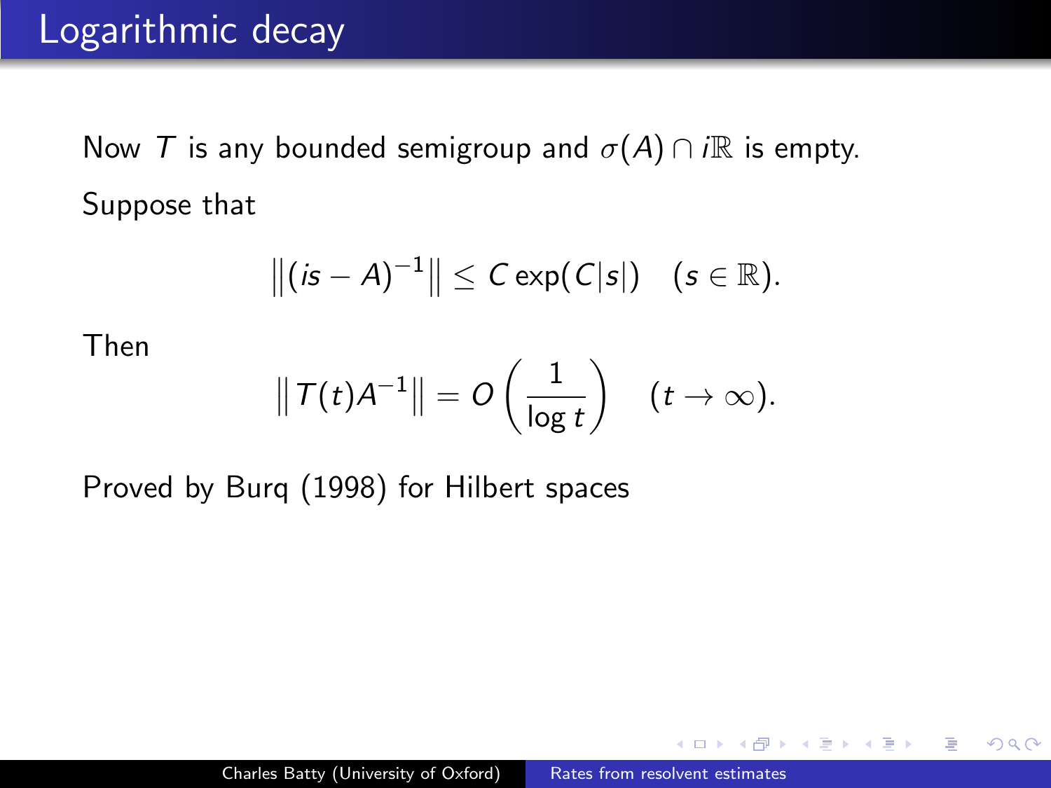# Logarithmic decay

Now $T$ is any bounded semigroup and $\sigma(A) \cap i\mathbb{R}$ is empty.

Suppose that

$$\left\|(is - A)^{-1}\right\| \leq C \exp(C|s|) \quad (s \in \mathbb{R}).$$

Then

$$\left\| T(t)A^{-1} \right\| = O\left(\frac{1}{\log t}\right) \quad (t \to \infty).$$

Proved by Burq (1998) for Hilbert spaces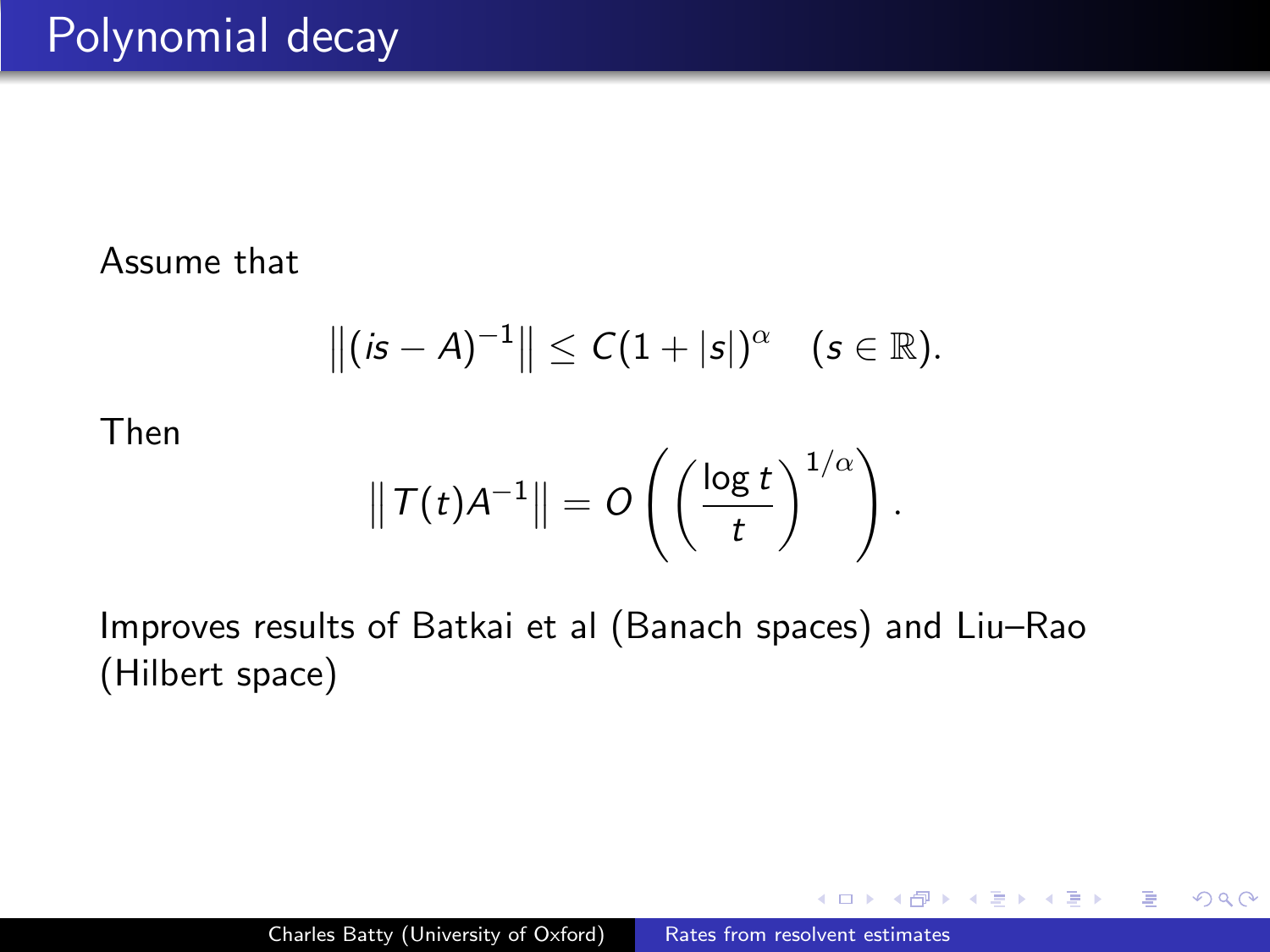# Polynomial decay

Assume that

$$\left\|(is - A)^{-1}\right\| \leq C(1 + |s|)^{\alpha} \quad (s \in \mathbb{R}).$$

Then

$$\left\| T(t)A^{-1} \right\| = O\left(\left(\frac{\log t}{t}\right)^{1/\alpha}\right).$$

Improves results of Batkai et al (Banach spaces) and Liu–Rao (Hilbert space)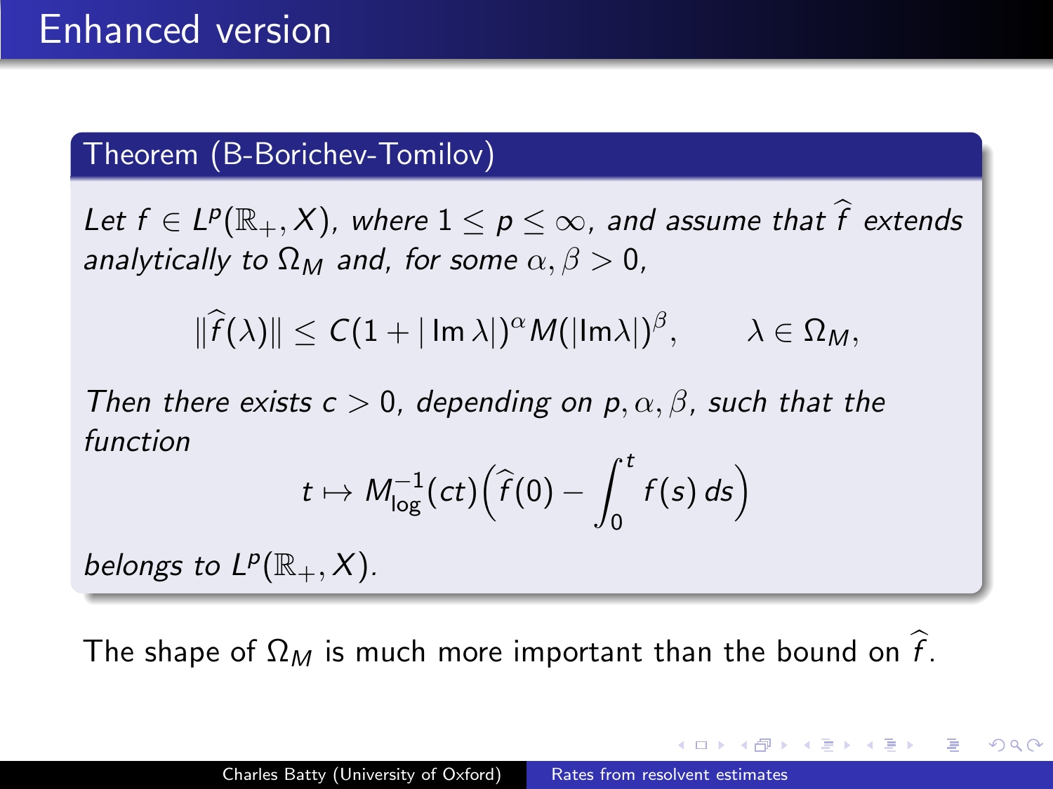# Enhanced version

**Theorem (B-Borichev-Tomilov)**

*Let $f \in L^p(\mathbb{R}_+, X)$, where $1 \le p \le \infty$, and assume that $\widehat{f}$ extends analytically to $\Omega_M$ and, for some $\alpha, \beta > 0$,*

$$\|\widehat{f}(\lambda)\| \le C(1 + |\operatorname{Im}\lambda|)^\alpha M(|\operatorname{Im}\lambda|)^\beta, \qquad \lambda \in \Omega_M,$$

*Then there exists $c > 0$, depending on $p, \alpha, \beta$, such that the function*

$$t \mapsto M_{\log}^{-1}(ct)\left(\widehat{f}(0) - \int_0^t f(s)\, ds\right)$$

*belongs to $L^p(\mathbb{R}_+, X)$.*

The shape of $\Omega_M$ is much more important than the bound on $\widehat{f}$.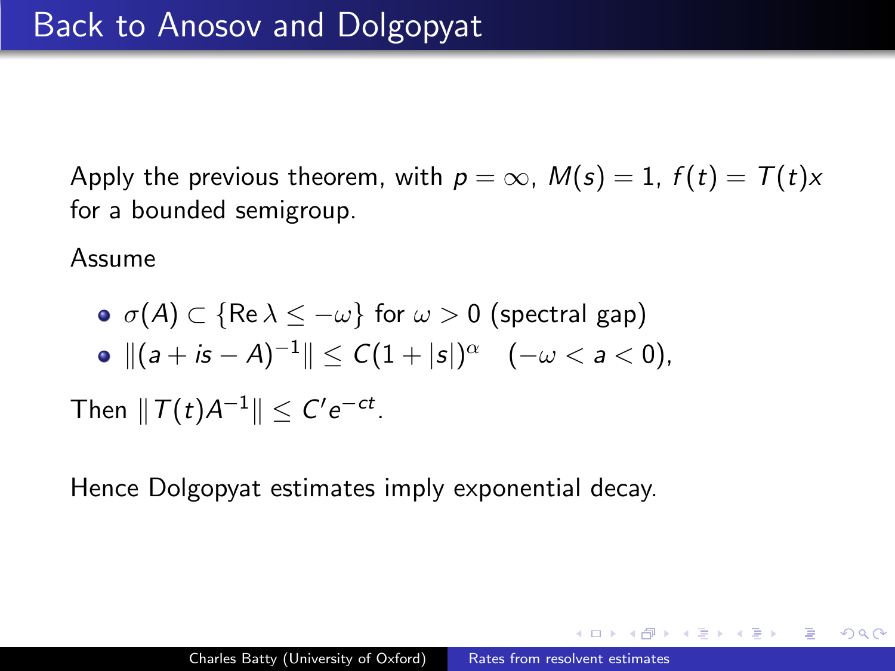# Back to Anosov and Dolgopyat

Apply the previous theorem, with $p = \infty$, $M(s) = 1$, $f(t) = T(t)x$ for a bounded semigroup.

Assume

- $\sigma(A) \subset \{\operatorname{Re} \lambda \leq -\omega\}$ for $\omega > 0$ (spectral gap)
- $\|(a + is - A)^{-1}\| \leq C(1 + |s|)^{\alpha} \quad (-\omega < a < 0)$,

Then $\|T(t)A^{-1}\| \leq C' e^{-ct}$.

Hence Dolgopyat estimates imply exponential decay.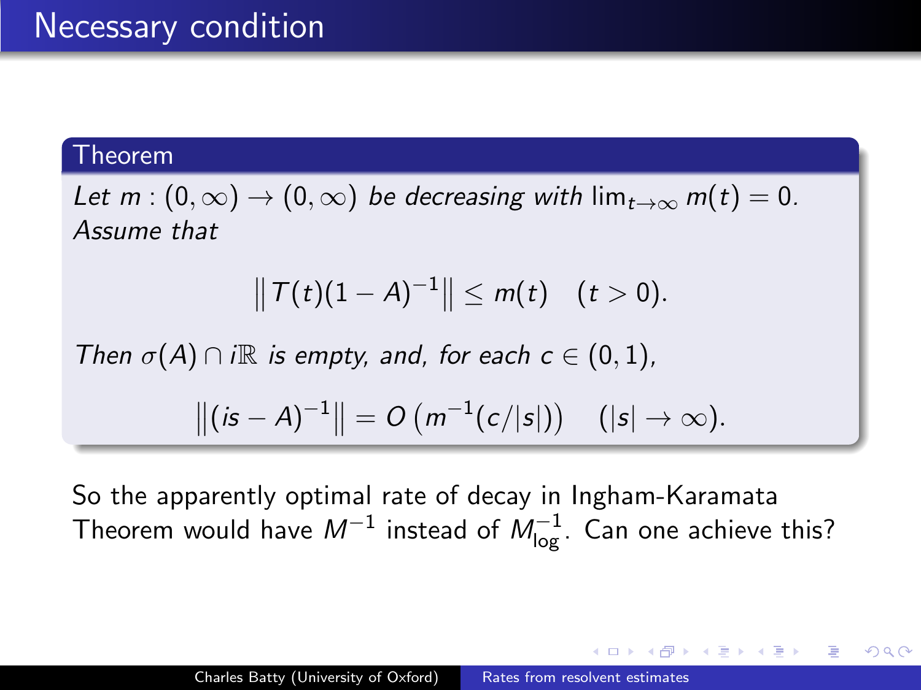# Necessary condition

**Theorem**

*Let $m : (0, \infty) \to (0, \infty)$ be decreasing with $\lim_{t\to\infty} m(t) = 0$. Assume that*

$$\left\| T(t)(1 - A)^{-1} \right\| \leq m(t) \quad (t > 0).$$

*Then $\sigma(A) \cap i\mathbb{R}$ is empty, and, for each $c \in (0, 1)$,*

$$\left\| (is - A)^{-1} \right\| = O\left( m^{-1}(c/|s|) \right) \quad (|s| \to \infty).$$

So the apparently optimal rate of decay in Ingham-Karamata Theorem would have $M^{-1}$ instead of $M_{\log}^{-1}$. Can one achieve this?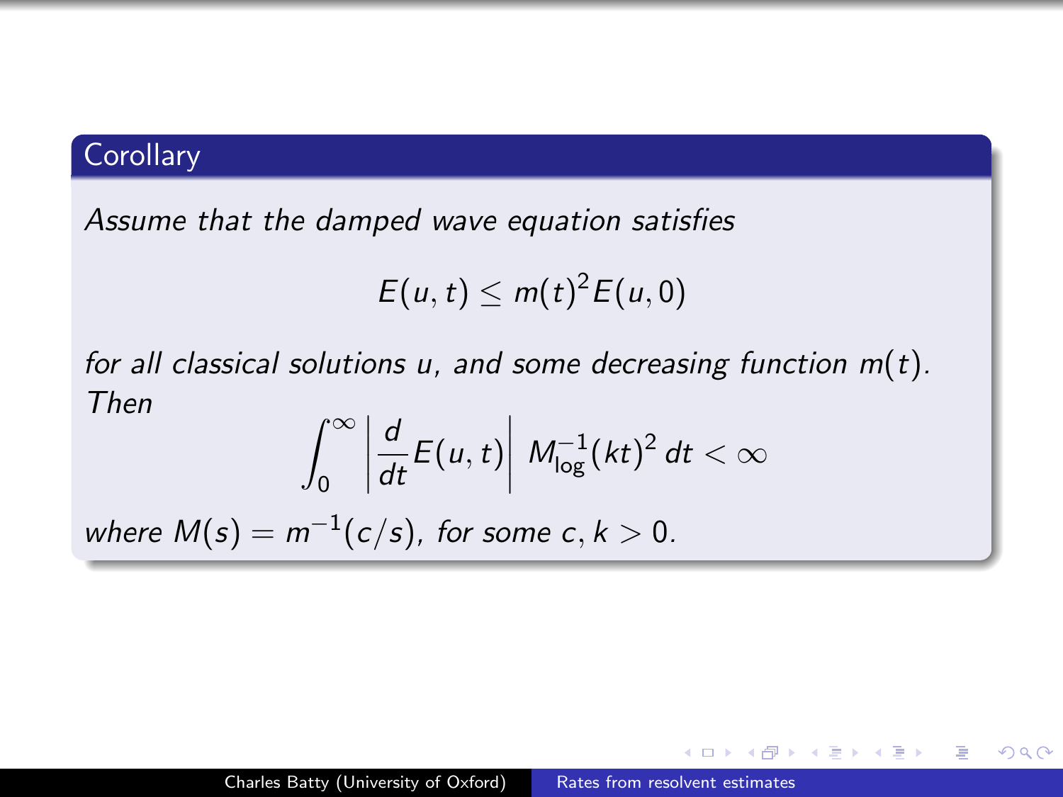### Corollary

*Assume that the damped wave equation satisfies*

$$E(u,t) \le m(t)^2 E(u,0)$$

*for all classical solutions $u$, and some decreasing function $m(t)$. Then*

$$\int_0^\infty \left| \frac{d}{dt} E(u,t) \right| M_{\log}^{-1}(kt)^2 \, dt < \infty$$

*where $M(s) = m^{-1}(c/s)$, for some $c, k > 0$.*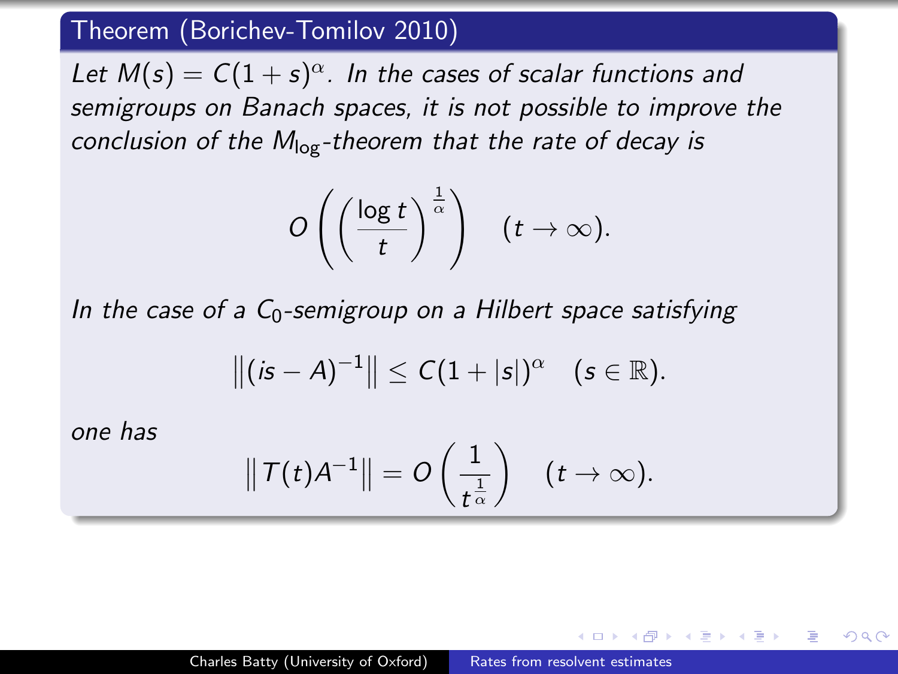## Theorem (Borichev-Tomilov 2010)

*Let $M(s) = C(1+s)^\alpha$. In the cases of scalar functions and semigroups on Banach spaces, it is not possible to improve the conclusion of the $M_{\log}$-theorem that the rate of decay is*

$$O\left(\left(\frac{\log t}{t}\right)^{\frac{1}{\alpha}}\right) \quad (t \to \infty).$$

*In the case of a $C_0$-semigroup on a Hilbert space satisfying*

$$\left\|(is - A)^{-1}\right\| \le C(1+|s|)^\alpha \quad (s \in \mathbb{R}).$$

*one has*

$$\left\|T(t)A^{-1}\right\| = O\left(\frac{1}{t^{\frac{1}{\alpha}}}\right) \quad (t \to \infty).$$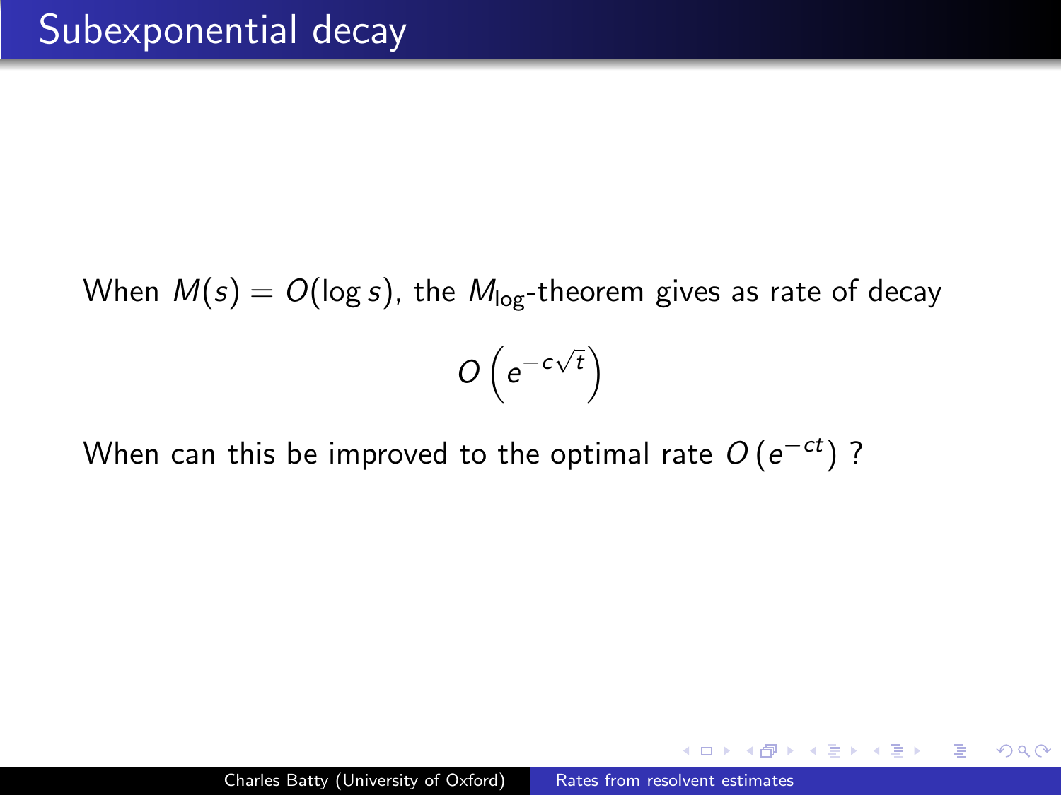# Subexponential decay

When $M(s) = O(\log s)$, the $M_{\log}$-theorem gives as rate of decay

$$O\left(e^{-c\sqrt{t}}\right)$$

When can this be improved to the optimal rate $O\left(e^{-ct}\right)$ ?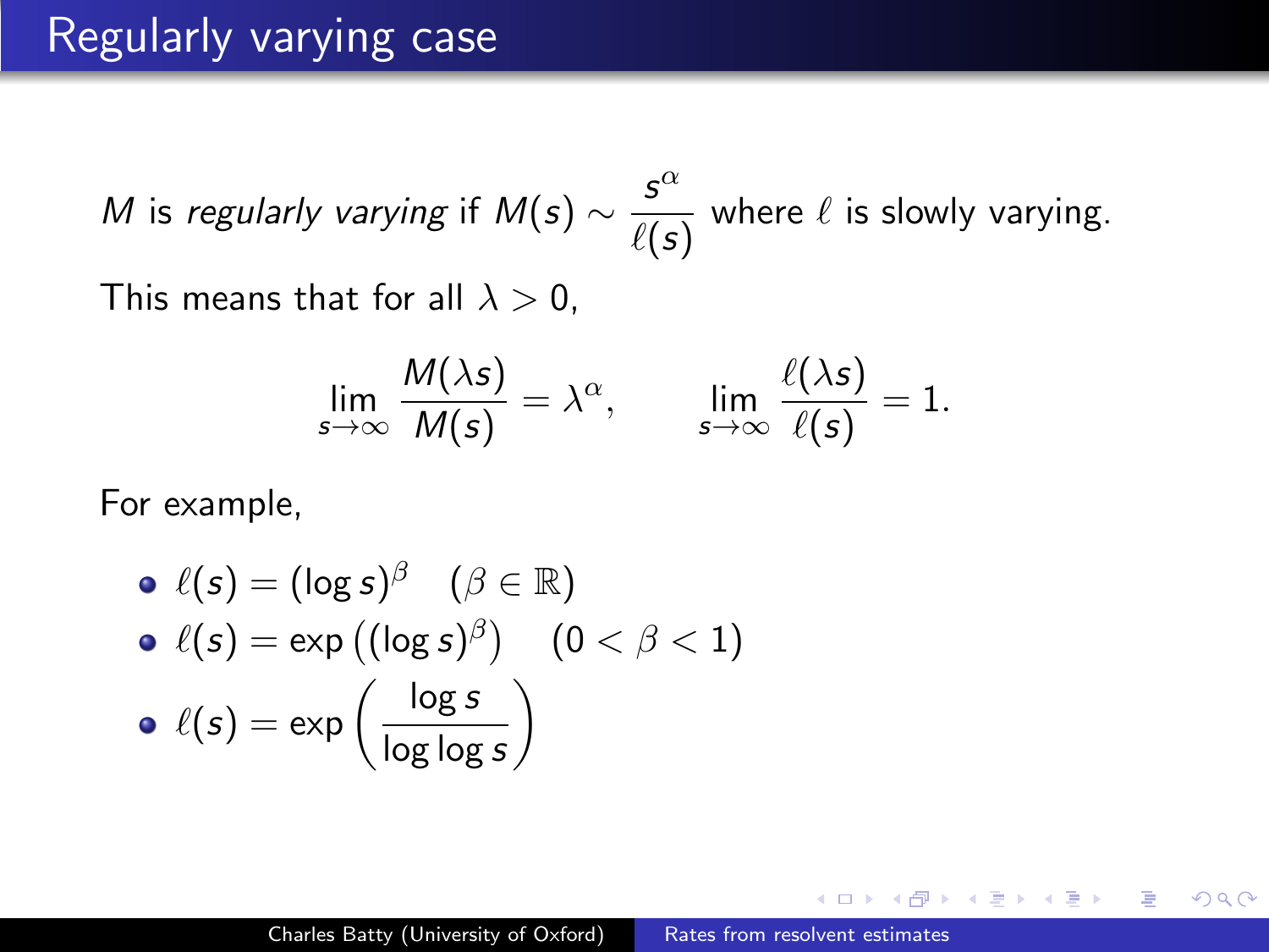# Regularly varying case

$M$ is *regularly varying* if $M(s) \sim \dfrac{s^\alpha}{\ell(s)}$ where $\ell$ is slowly varying.

This means that for all $\lambda > 0$,

$$\lim_{s\to\infty} \frac{M(\lambda s)}{M(s)} = \lambda^\alpha, \qquad \lim_{s\to\infty} \frac{\ell(\lambda s)}{\ell(s)} = 1.$$

For example,

- $\ell(s) = (\log s)^\beta \quad (\beta \in \mathbb{R})$
- $\ell(s) = \exp\left((\log s)^\beta\right) \quad (0 < \beta < 1)$
- $\ell(s) = \exp\left(\dfrac{\log s}{\log\log s}\right)$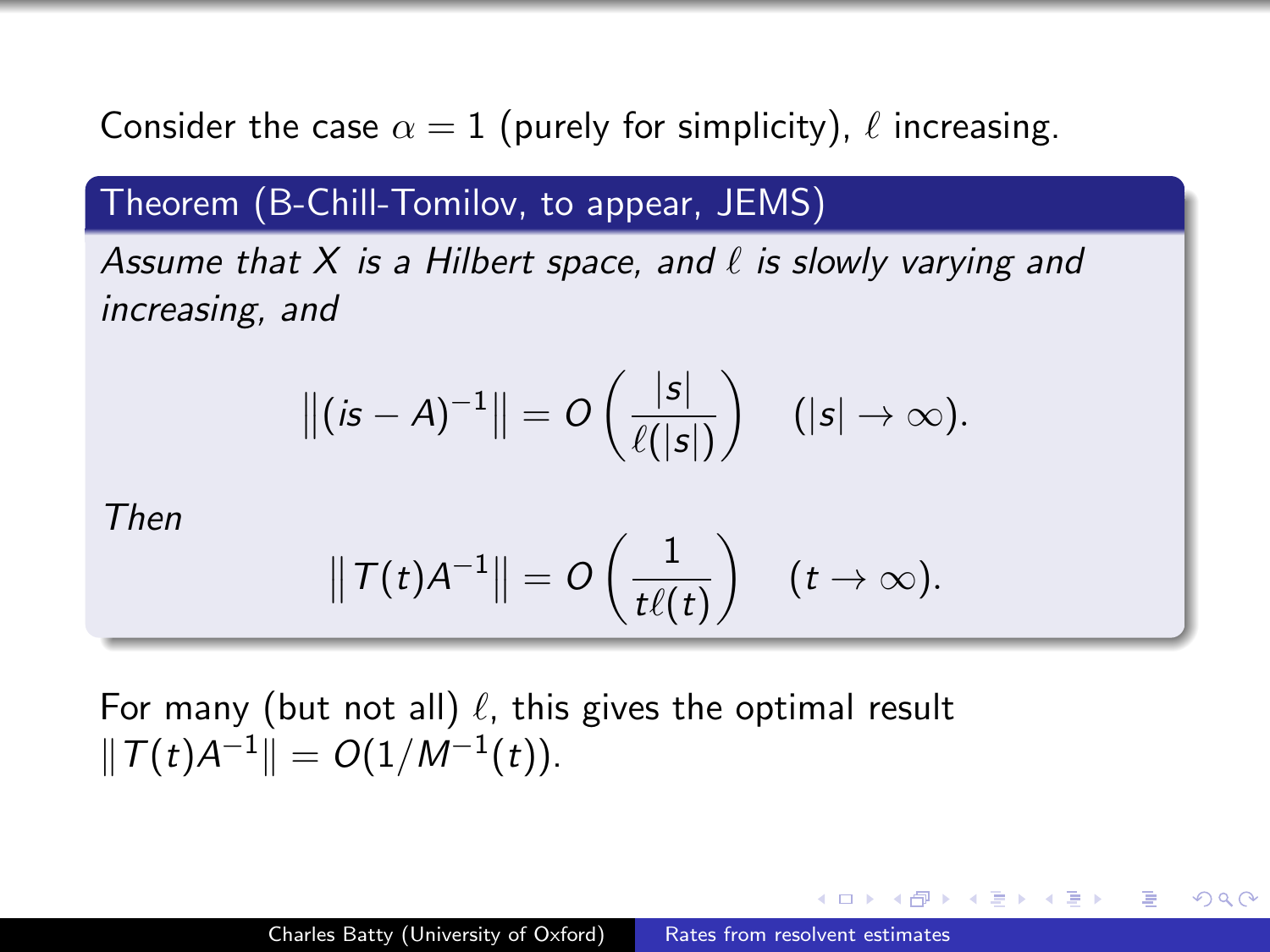Consider the case $\alpha = 1$ (purely for simplicity), $\ell$ increasing.

**Theorem (B-Chill-Tomilov, to appear, JEMS)**

*Assume that $X$ is a Hilbert space, and $\ell$ is slowly varying and increasing, and*

$$\left\|(is - A)^{-1}\right\| = O\left(\frac{|s|}{\ell(|s|)}\right) \quad (|s| \to \infty).$$

*Then*

$$\left\|T(t)A^{-1}\right\| = O\left(\frac{1}{t\ell(t)}\right) \quad (t \to \infty).$$

For many (but not all) $\ell$, this gives the optimal result $\|T(t)A^{-1}\| = O(1/M^{-1}(t))$.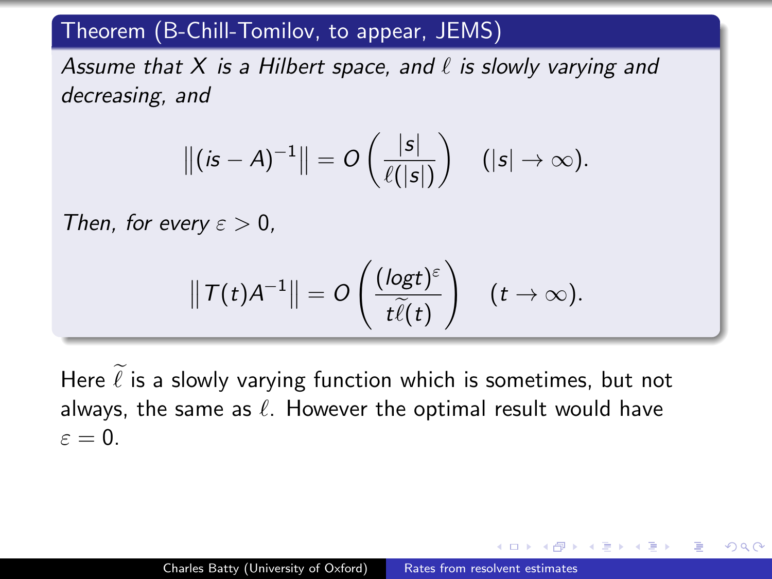**Theorem (B-Chill-Tomilov, to appear, JEMS)**

*Assume that $X$ is a Hilbert space, and $\ell$ is slowly varying and decreasing, and*

$$\left\|(is - A)^{-1}\right\| = O\left(\frac{|s|}{\ell(|s|)}\right) \quad (|s| \to \infty).$$

*Then, for every $\varepsilon > 0$,*

$$\left\|T(t)A^{-1}\right\| = O\left(\frac{(\log t)^{\varepsilon}}{t\widetilde{\ell}(t)}\right) \quad (t \to \infty).$$

Here $\widetilde{\ell}$ is a slowly varying function which is sometimes, but not always, the same as $\ell$. However the optimal result would have $\varepsilon = 0$.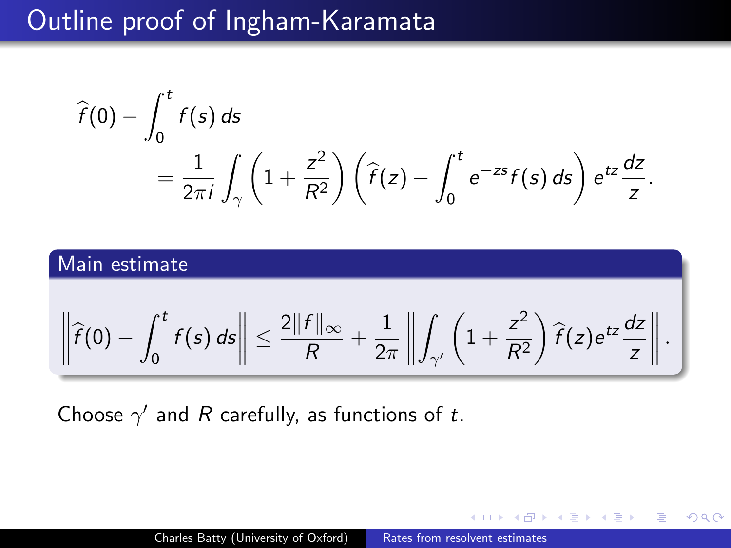# Outline proof of Ingham-Karamata

$$
\widehat{f}(0) - \int_0^t f(s)\,ds = \frac{1}{2\pi i} \int_\gamma \left(1 + \frac{z^2}{R^2}\right) \left(\widehat{f}(z) - \int_0^t e^{-zs} f(s)\,ds\right) e^{tz} \frac{dz}{z}.
$$

## Main estimate

$$
\left\| \widehat{f}(0) - \int_0^t f(s)\,ds \right\| \leq \frac{2\|f\|_\infty}{R} + \frac{1}{2\pi} \left\| \int_{\gamma'} \left(1 + \frac{z^2}{R^2}\right) \widehat{f}(z) e^{tz} \frac{dz}{z} \right\|.
$$

Choose $\gamma'$ and $R$ carefully, as functions of $t$.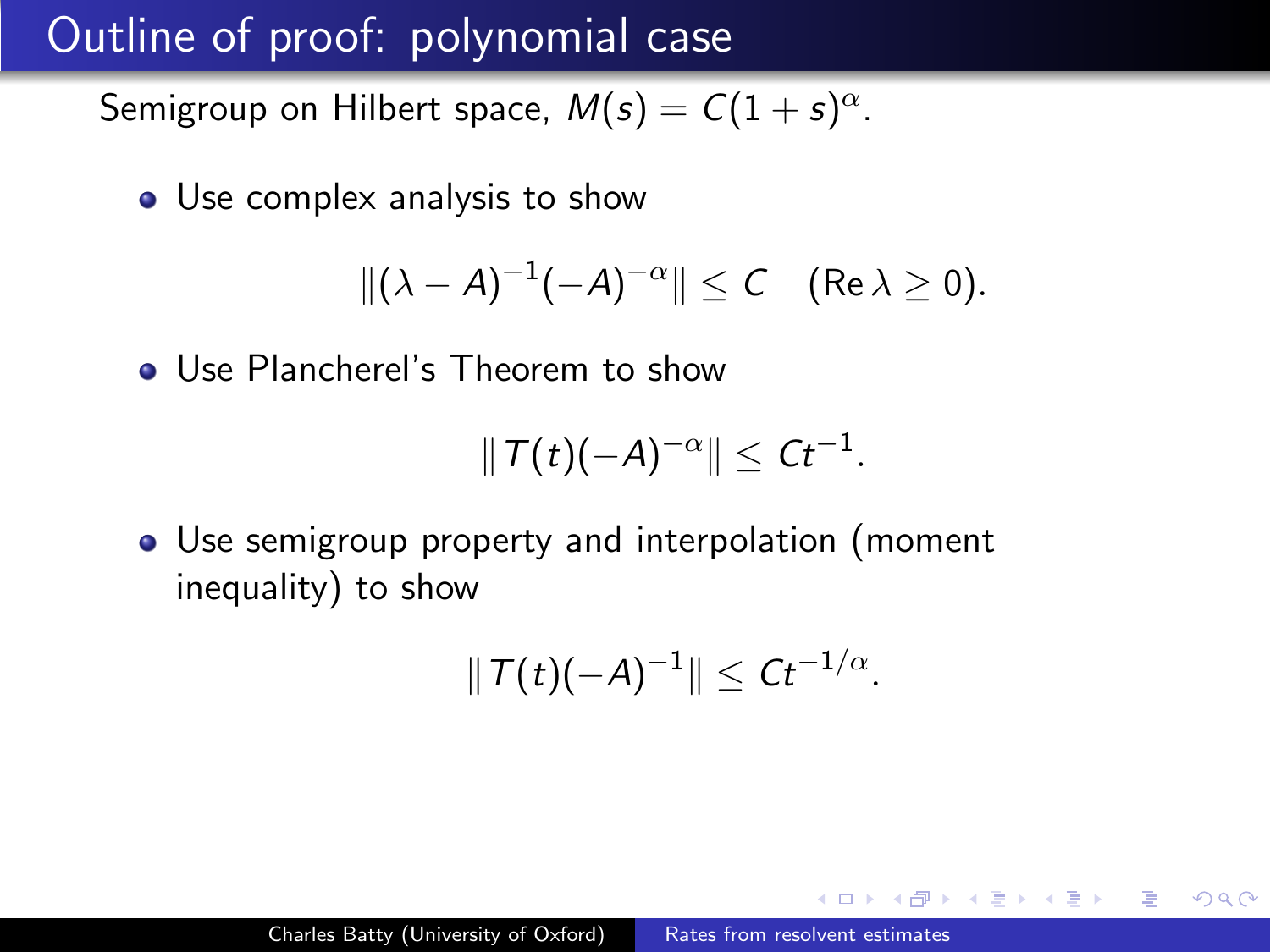# Outline of proof: polynomial case

Semigroup on Hilbert space, $M(s) = C(1+s)^\alpha$.

- Use complex analysis to show

$$\|(\lambda - A)^{-1}(-A)^{-\alpha}\| \le C \quad (\operatorname{Re}\lambda \ge 0).$$

- Use Plancherel's Theorem to show

$$\|T(t)(-A)^{-\alpha}\| \le Ct^{-1}.$$

- Use semigroup property and interpolation (moment inequality) to show

$$\|T(t)(-A)^{-1}\| \le Ct^{-1/\alpha}.$$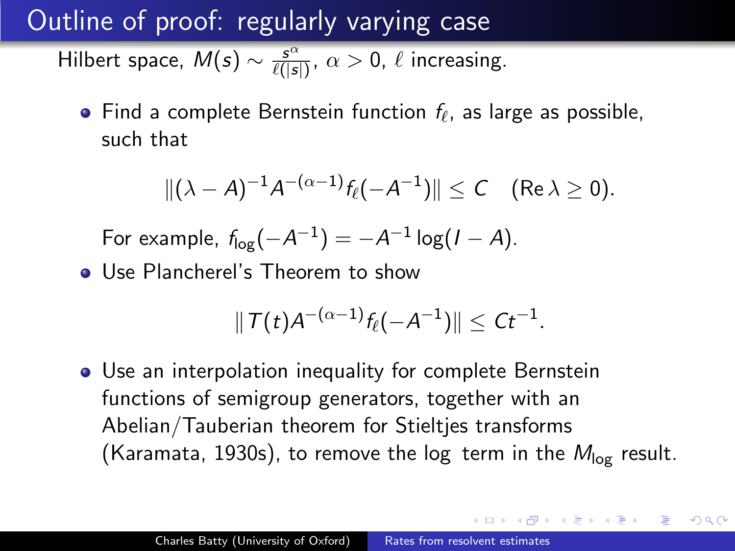# Outline of proof: regularly varying case

Hilbert space, $M(s) \sim \frac{s^\alpha}{\ell(|s|)}$, $\alpha > 0$, $\ell$ increasing.

- Find a complete Bernstein function $f_\ell$, as large as possible, such that

  $$\|(\lambda - A)^{-1} A^{-(\alpha-1)} f_\ell(-A^{-1})\| \leq C \quad (\operatorname{Re} \lambda \geq 0).$$

  For example, $f_{\log}(-A^{-1}) = -A^{-1} \log(I - A)$.

- Use Plancherel's Theorem to show

  $$\|T(t) A^{-(\alpha-1)} f_\ell(-A^{-1})\| \leq C t^{-1}.$$

- Use an interpolation inequality for complete Bernstein functions of semigroup generators, together with an Abelian/Tauberian theorem for Stieltjes transforms (Karamata, 1930s), to remove the log term in the $M_{\log}$ result.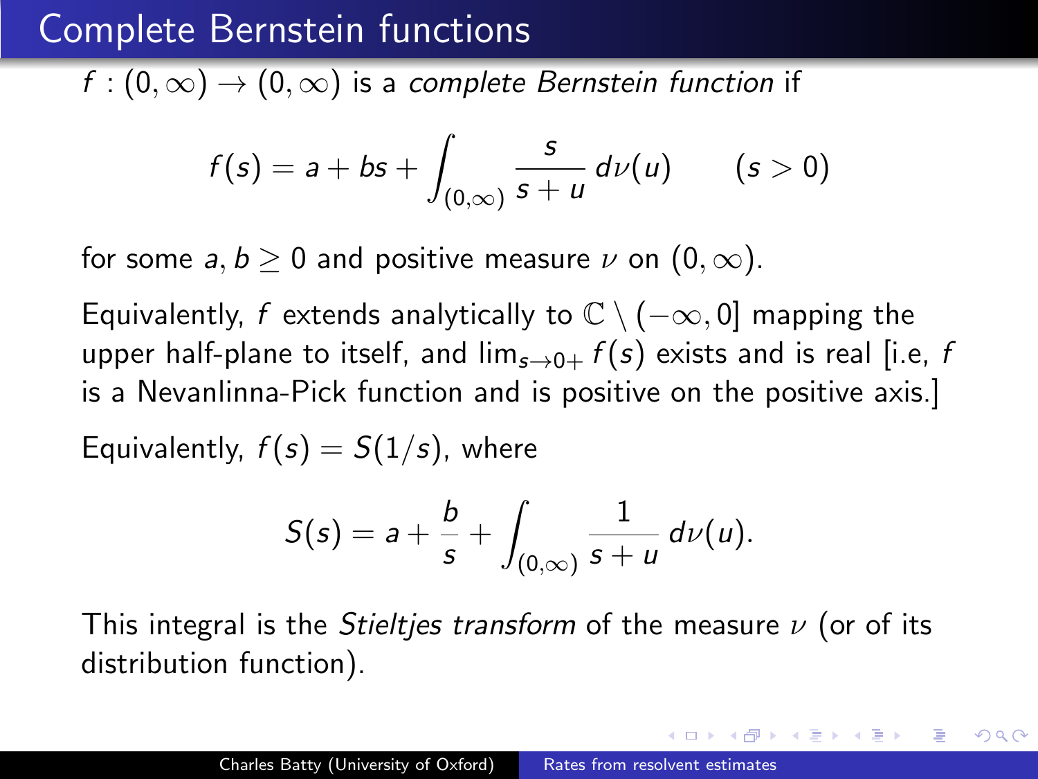# Complete Bernstein functions

$f : (0, \infty) \to (0, \infty)$ is a *complete Bernstein function* if

$$f(s) = a + bs + \int_{(0,\infty)} \frac{s}{s+u} \, d\nu(u) \qquad (s > 0)$$

for some $a, b \geq 0$ and positive measure $\nu$ on $(0, \infty)$.

Equivalently, $f$ extends analytically to $\mathbb{C} \setminus (-\infty, 0]$ mapping the upper half-plane to itself, and $\lim_{s \to 0+} f(s)$ exists and is real [i.e, $f$ is a Nevanlinna-Pick function and is positive on the positive axis.]

Equivalently, $f(s) = S(1/s)$, where

$$S(s) = a + \frac{b}{s} + \int_{(0,\infty)} \frac{1}{s+u} \, d\nu(u).$$

This integral is the *Stieltjes transform* of the measure $\nu$ (or of its distribution function).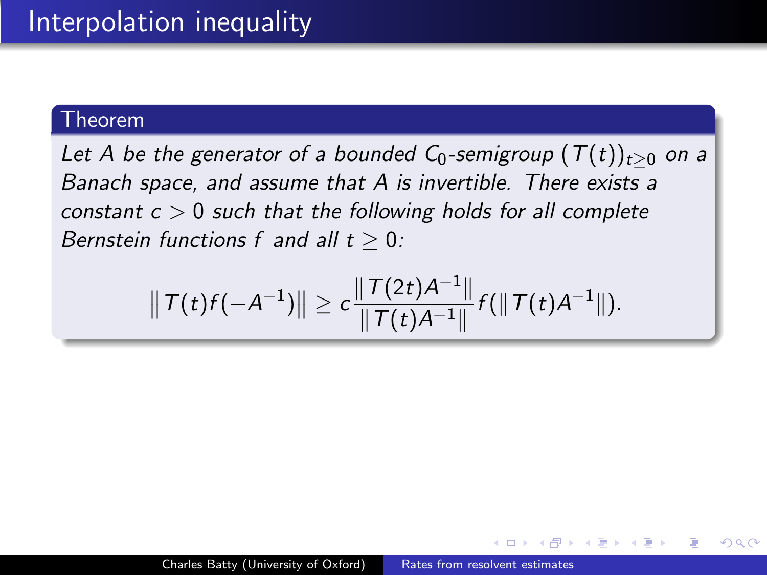# Interpolation inequality

**Theorem**

*Let $A$ be the generator of a bounded $C_0$-semigroup $(T(t))_{t\geq 0}$ on a Banach space, and assume that $A$ is invertible. There exists a constant $c > 0$ such that the following holds for all complete Bernstein functions $f$ and all $t \geq 0$:*

$$\|T(t)f(-A^{-1})\| \geq c\frac{\|T(2t)A^{-1}\|}{\|T(t)A^{-1}\|} f(\|T(t)A^{-1}\|).$$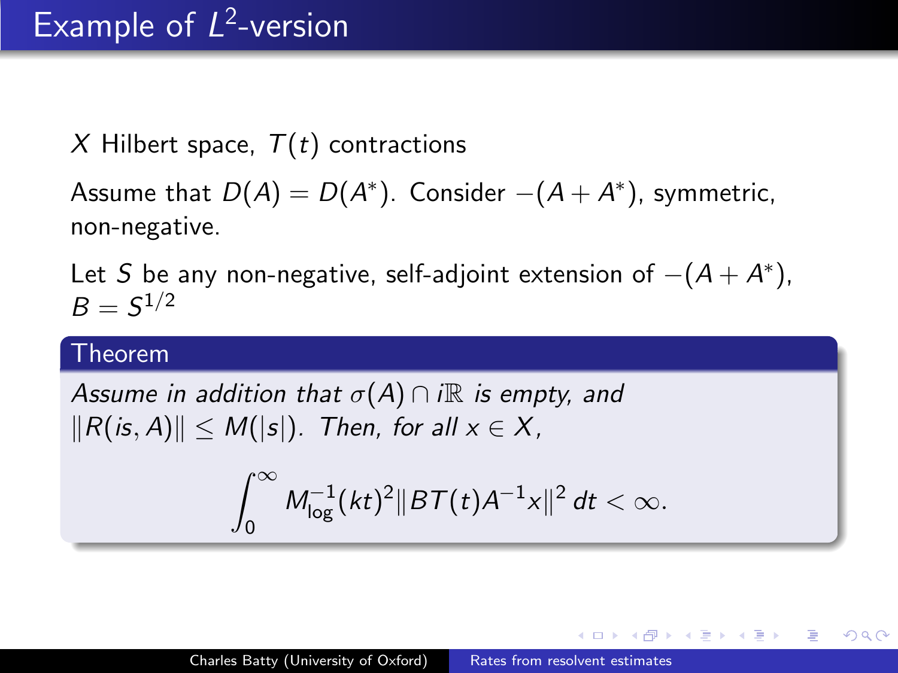# Example of $L^2$-version

$X$ Hilbert space, $T(t)$ contractions

Assume that $D(A) = D(A^*)$. Consider $-(A + A^*)$, symmetric, non-negative.

Let $S$ be any non-negative, self-adjoint extension of $-(A + A^*)$, $B = S^{1/2}$

**Theorem**

*Assume in addition that $\sigma(A) \cap i\mathbb{R}$ is empty, and $\|R(is, A)\| \leq M(|s|)$. Then, for all $x \in X$,*

$$\int_0^\infty M_{\log}^{-1}(kt)^2 \|BT(t)A^{-1}x\|^2 \, dt < \infty.$$